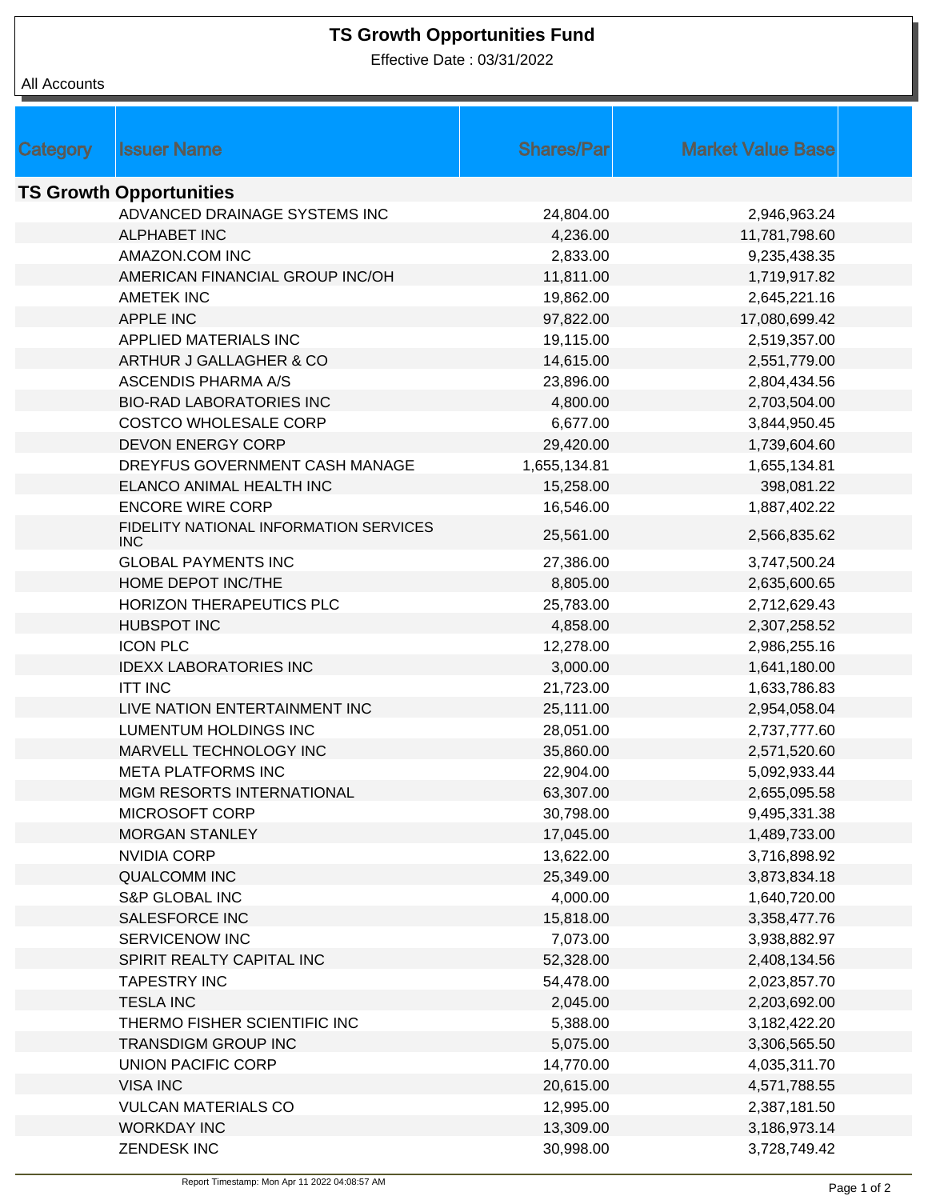# TS Growth Opportunities Fund

Effective Date : 03/31/2022

All Accounts

| Category | Issuer Name | Shares/Par | Market Value Base |
|---|---|---|---|
| **TS Growth Opportunities** | | | |
| | ADVANCED DRAINAGE SYSTEMS INC | 24,804.00 | 2,946,963.24 |
| | ALPHABET INC | 4,236.00 | 11,781,798.60 |
| | AMAZON.COM INC | 2,833.00 | 9,235,438.35 |
| | AMERICAN FINANCIAL GROUP INC/OH | 11,811.00 | 1,719,917.82 |
| | AMETEK INC | 19,862.00 | 2,645,221.16 |
| | APPLE INC | 97,822.00 | 17,080,699.42 |
| | APPLIED MATERIALS INC | 19,115.00 | 2,519,357.00 |
| | ARTHUR J GALLAGHER & CO | 14,615.00 | 2,551,779.00 |
| | ASCENDIS PHARMA A/S | 23,896.00 | 2,804,434.56 |
| | BIO-RAD LABORATORIES INC | 4,800.00 | 2,703,504.00 |
| | COSTCO WHOLESALE CORP | 6,677.00 | 3,844,950.45 |
| | DEVON ENERGY CORP | 29,420.00 | 1,739,604.60 |
| | DREYFUS GOVERNMENT CASH MANAGE | 1,655,134.81 | 1,655,134.81 |
| | ELANCO ANIMAL HEALTH INC | 15,258.00 | 398,081.22 |
| | ENCORE WIRE CORP | 16,546.00 | 1,887,402.22 |
| | FIDELITY NATIONAL INFORMATION SERVICES INC | 25,561.00 | 2,566,835.62 |
| | GLOBAL PAYMENTS INC | 27,386.00 | 3,747,500.24 |
| | HOME DEPOT INC/THE | 8,805.00 | 2,635,600.65 |
| | HORIZON THERAPEUTICS PLC | 25,783.00 | 2,712,629.43 |
| | HUBSPOT INC | 4,858.00 | 2,307,258.52 |
| | ICON PLC | 12,278.00 | 2,986,255.16 |
| | IDEXX LABORATORIES INC | 3,000.00 | 1,641,180.00 |
| | ITT INC | 21,723.00 | 1,633,786.83 |
| | LIVE NATION ENTERTAINMENT INC | 25,111.00 | 2,954,058.04 |
| | LUMENTUM HOLDINGS INC | 28,051.00 | 2,737,777.60 |
| | MARVELL TECHNOLOGY INC | 35,860.00 | 2,571,520.60 |
| | META PLATFORMS INC | 22,904.00 | 5,092,933.44 |
| | MGM RESORTS INTERNATIONAL | 63,307.00 | 2,655,095.58 |
| | MICROSOFT CORP | 30,798.00 | 9,495,331.38 |
| | MORGAN STANLEY | 17,045.00 | 1,489,733.00 |
| | NVIDIA CORP | 13,622.00 | 3,716,898.92 |
| | QUALCOMM INC | 25,349.00 | 3,873,834.18 |
| | S&P GLOBAL INC | 4,000.00 | 1,640,720.00 |
| | SALESFORCE INC | 15,818.00 | 3,358,477.76 |
| | SERVICENOW INC | 7,073.00 | 3,938,882.97 |
| | SPIRIT REALTY CAPITAL INC | 52,328.00 | 2,408,134.56 |
| | TAPESTRY INC | 54,478.00 | 2,023,857.70 |
| | TESLA INC | 2,045.00 | 2,203,692.00 |
| | THERMO FISHER SCIENTIFIC INC | 5,388.00 | 3,182,422.20 |
| | TRANSDIGM GROUP INC | 5,075.00 | 3,306,565.50 |
| | UNION PACIFIC CORP | 14,770.00 | 4,035,311.70 |
| | VISA INC | 20,615.00 | 4,571,788.55 |
| | VULCAN MATERIALS CO | 12,995.00 | 2,387,181.50 |
| | WORKDAY INC | 13,309.00 | 3,186,973.14 |
| | ZENDESK INC | 30,998.00 | 3,728,749.42 |

Report Timestamp: Mon Apr 11 2022 04:08:57 AM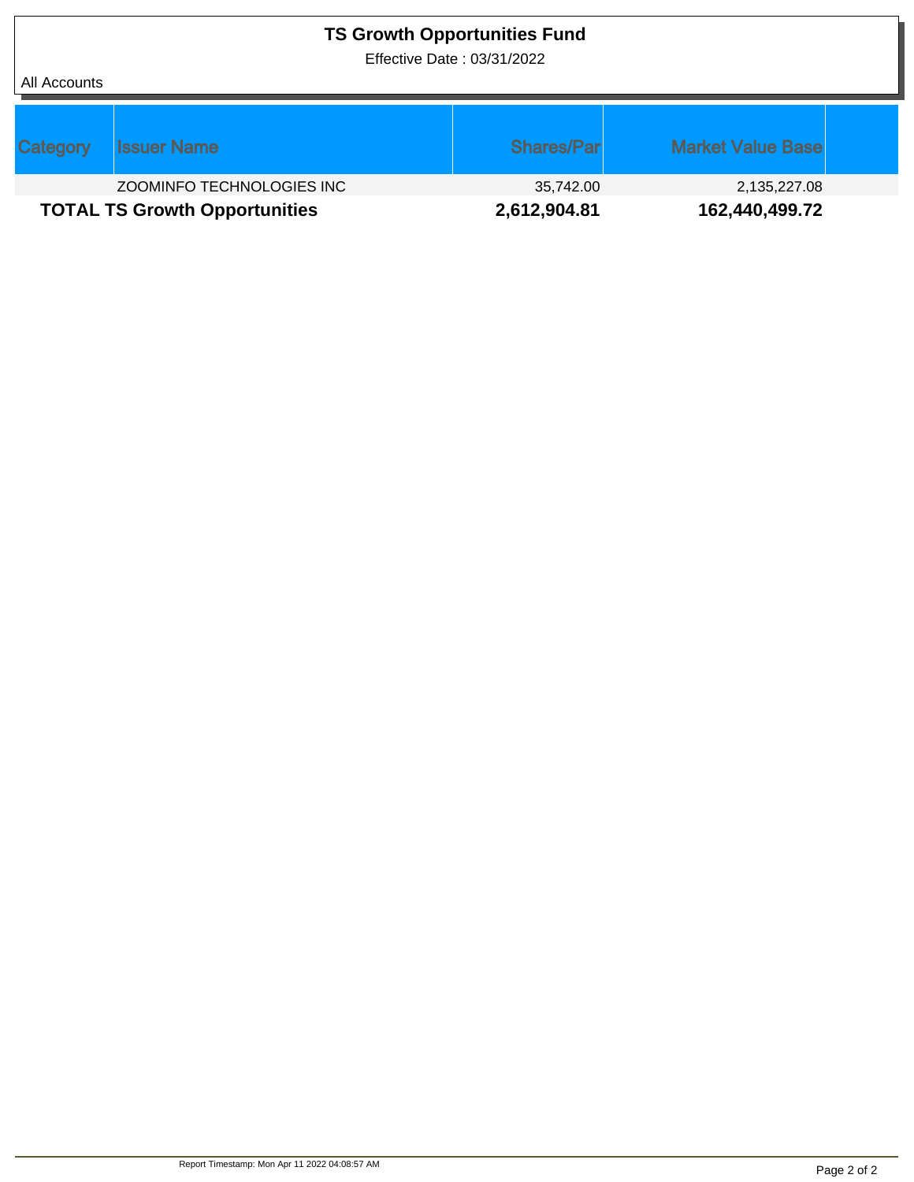# TS Growth Opportunities Fund

Effective Date : 03/31/2022

All Accounts

| Category | Issuer Name | Shares/Par | Market Value Base |
| --- | --- | --- | --- |
| | ZOOMINFO TECHNOLOGIES INC | 35,742.00 | 2,135,227.08 |
| **TOTAL TS Growth Opportunities** | | **2,612,904.81** | **162,440,499.72** |

Report Timestamp: Mon Apr 11 2022 04:08:57 AM